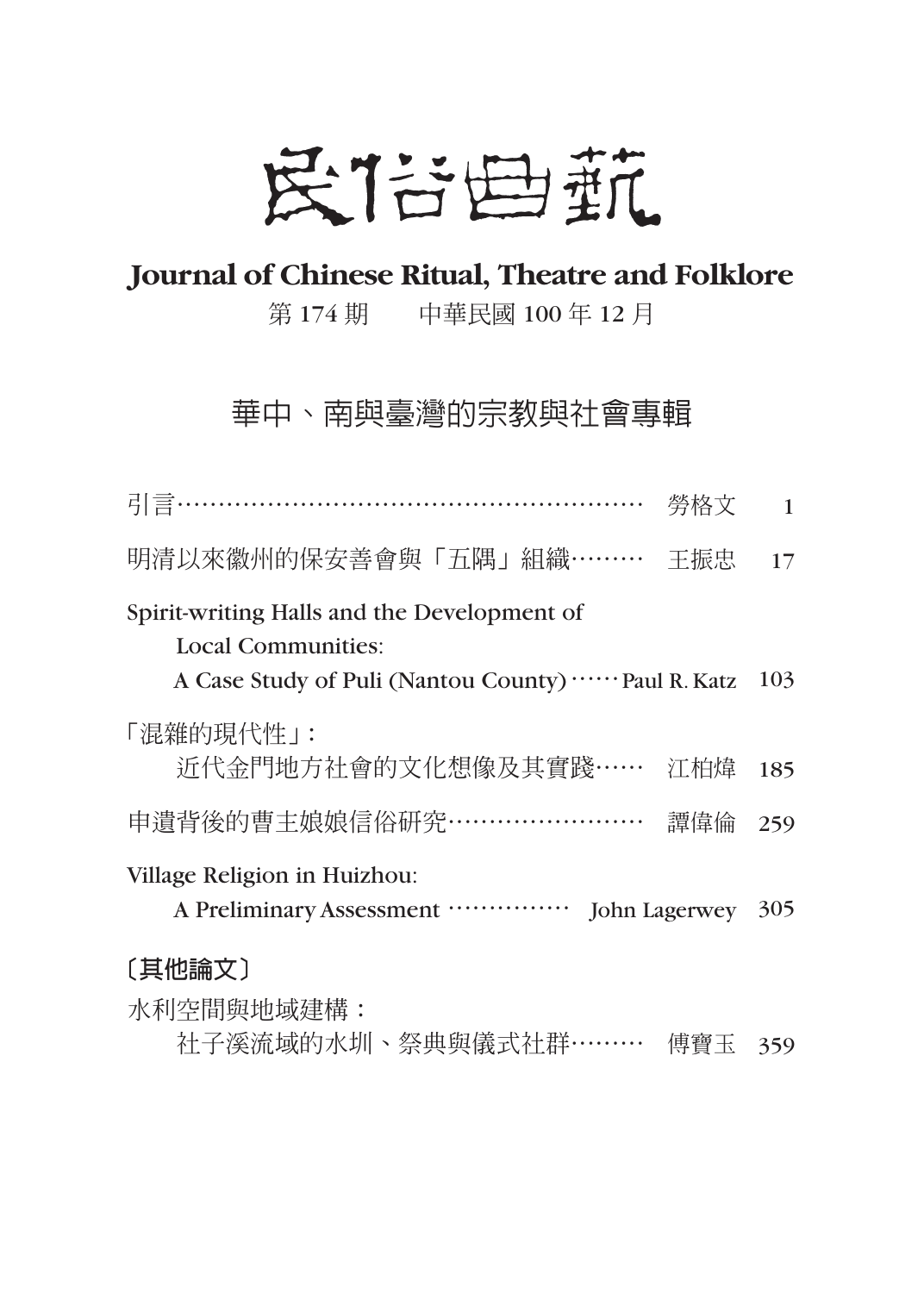# 民俗曲藝

## Journal of Chinese Ritual, Theatre and Folklore

第 174 期　　中華民國 100 年 12 月

## 華中、南與臺灣的宗教與社會專輯

引言…………………………………………………… 勞格文 1

明清以來徽州的保安善會與「五隅」組織……… 王振忠 17

Spirit-writing Halls and the Development of Local Communities: A Case Study of Puli (Nantou County) …… Paul R. Katz 103

「混雜的現代性」: 近代金門地方社會的文化想像及其實踐…… 江柏煒 185

申遺背後的曹主娘娘信俗研究…………………… 譚偉倫 259

Village Religion in Huizhou: A Preliminary Assessment …………… John Lagerwey 305

### 〔其他論文〕

水利空間與地域建構： 社子溪流域的水圳、祭典與儀式社群……… 傅寶玉 359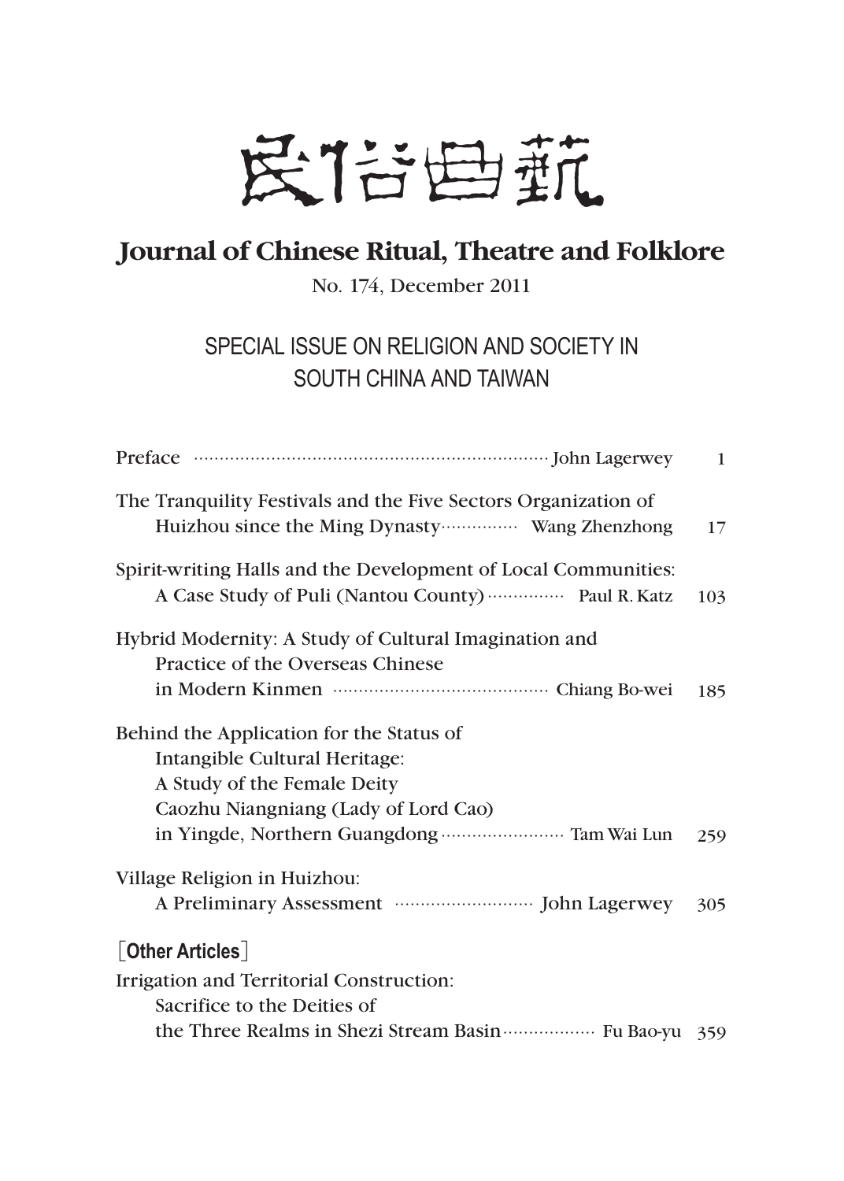# 民俗曲藝

## Journal of Chinese Ritual, Theatre and Folklore

No. 174, December 2011

### SPECIAL ISSUE ON RELIGION AND SOCIETY IN SOUTH CHINA AND TAIWAN

Preface ........ John Lagerwey 1

The Tranquility Festivals and the Five Sectors Organization of Huizhou since the Ming Dynasty ........ Wang Zhenzhong 17

Spirit-writing Halls and the Development of Local Communities: A Case Study of Puli (Nantou County) ........ Paul R. Katz 103

Hybrid Modernity: A Study of Cultural Imagination and Practice of the Overseas Chinese in Modern Kinmen ........ Chiang Bo-wei 185

Behind the Application for the Status of Intangible Cultural Heritage: A Study of the Female Deity Caozhu Niangniang (Lady of Lord Cao) in Yingde, Northern Guangdong ........ Tam Wai Lun 259

Village Religion in Huizhou: A Preliminary Assessment ........ John Lagerwey 305

**[Other Articles]**

Irrigation and Territorial Construction: Sacrifice to the Deities of the Three Realms in Shezi Stream Basin ........ Fu Bao-yu 359